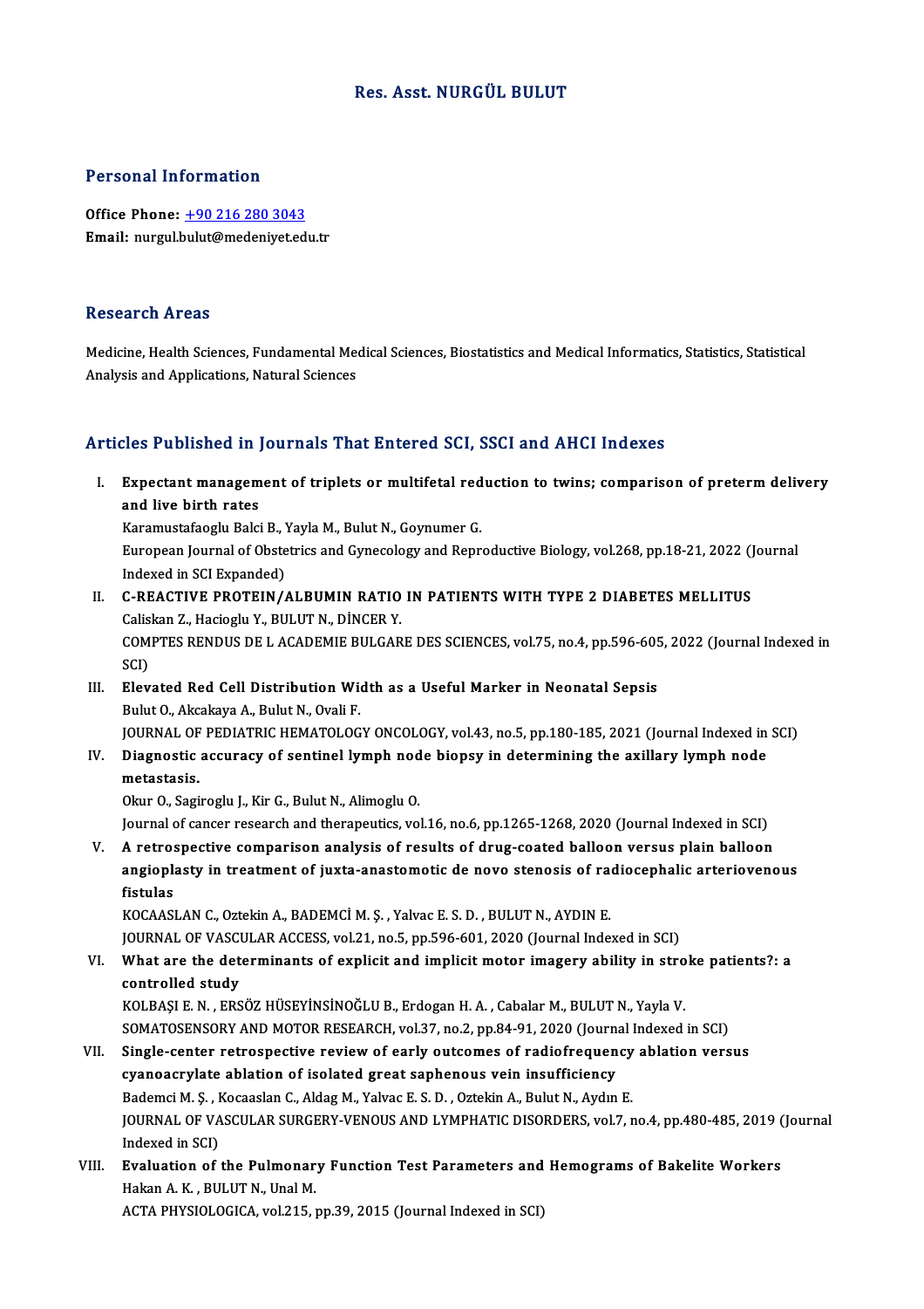# Res. Asst. NURGÜL BULUT

## Personal Information

**Office Phone:** +90 216 280 3043
**Email:** nurgul.bulut@medeniyet.edu.tr

## Research Areas

Medicine, Health Sciences, Fundamental Medical Sciences, Biostatistics and Medical Informatics, Statistics, Statistical Analysis and Applications, Natural Sciences

## Articles Published in Journals That Entered SCI, SSCI and AHCI Indexes

I. **Expectant management of triplets or multifetal reduction to twins; comparison of preterm delivery and live birth rates**
Karamustafaoglu Balci B., Yayla M., Bulut N., Goynumer G.
European Journal of Obstetrics and Gynecology and Reproductive Biology, vol.268, pp.18-21, 2022 (Journal Indexed in SCI Expanded)

II. **C-REACTIVE PROTEIN/ALBUMIN RATIO IN PATIENTS WITH TYPE 2 DIABETES MELLITUS**
Caliskan Z., Hacioglu Y., BULUT N., DİNCER Y.
COMPTES RENDUS DE L ACADEMIE BULGARE DES SCIENCES, vol.75, no.4, pp.596-605, 2022 (Journal Indexed in SCI)

III. **Elevated Red Cell Distribution Width as a Useful Marker in Neonatal Sepsis**
Bulut O., Akcakaya A., Bulut N., Ovali F.
JOURNAL OF PEDIATRIC HEMATOLOGY ONCOLOGY, vol.43, no.5, pp.180-185, 2021 (Journal Indexed in SCI)

IV. **Diagnostic accuracy of sentinel lymph node biopsy in determining the axillary lymph node metastasis.**
Okur O., Sagiroglu J., Kir G., Bulut N., Alimoglu O.
Journal of cancer research and therapeutics, vol.16, no.6, pp.1265-1268, 2020 (Journal Indexed in SCI)

V. **A retrospective comparison analysis of results of drug-coated balloon versus plain balloon angioplasty in treatment of juxta-anastomotic de novo stenosis of radiocephalic arteriovenous fistulas**
KOCAASLAN C., Oztekin A., BADEMCİ M. Ş. , Yalvac E. S. D. , BULUT N., AYDIN E.
JOURNAL OF VASCULAR ACCESS, vol.21, no.5, pp.596-601, 2020 (Journal Indexed in SCI)

VI. **What are the determinants of explicit and implicit motor imagery ability in stroke patients?: a controlled study**
KOLBAŞI E. N. , ERSÖZ HÜSEYİNSİNOĞLU B., Erdogan H. A. , Cabalar M., BULUT N., Yayla V.
SOMATOSENSORY AND MOTOR RESEARCH, vol.37, no.2, pp.84-91, 2020 (Journal Indexed in SCI)

VII. **Single-center retrospective review of early outcomes of radiofrequency ablation versus cyanoacrylate ablation of isolated great saphenous vein insufficiency**
Bademci M. Ş. , Kocaaslan C., Aldag M., Yalvac E. S. D. , Oztekin A., Bulut N., Aydın E.
JOURNAL OF VASCULAR SURGERY-VENOUS AND LYMPHATIC DISORDERS, vol.7, no.4, pp.480-485, 2019 (Journal Indexed in SCI)

VIII. **Evaluation of the Pulmonary Function Test Parameters and Hemograms of Bakelite Workers**
Hakan A. K. , BULUT N., Unal M.
ACTA PHYSIOLOGICA, vol.215, pp.39, 2015 (Journal Indexed in SCI)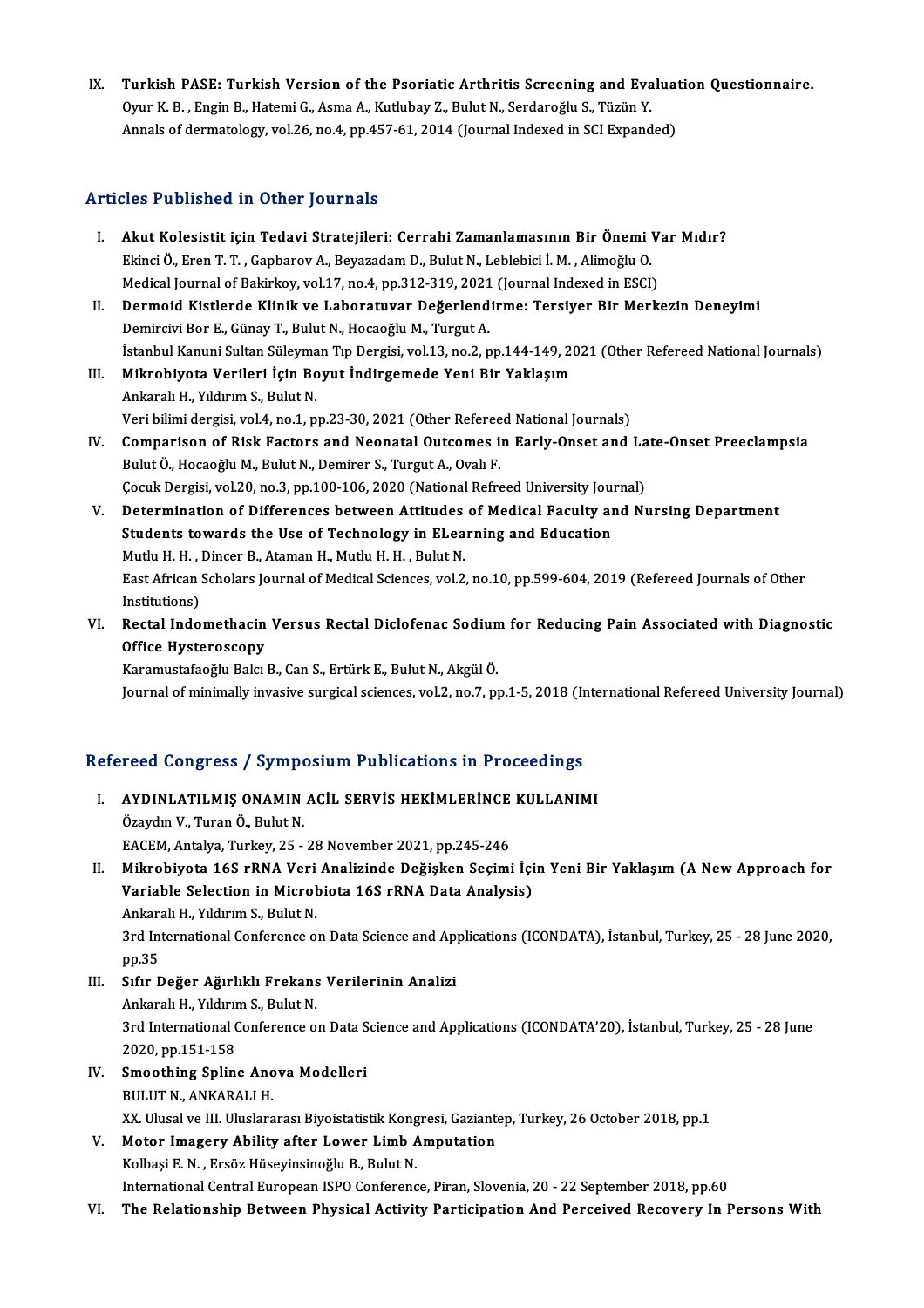IX. **Turkish PASE: Turkish Version of the Psoriatic Arthritis Screening and Evaluation Questionnaire.**
Oyur K. B. , Engin B., Hatemi G., Asma A., Kutlubay Z., Bulut N., Serdaroğlu S., Tüzün Y.
Annals of dermatology, vol.26, no.4, pp.457-61, 2014 (Journal Indexed in SCI Expanded)

## Articles Published in Other Journals

I. **Akut Kolesistit için Tedavi Stratejileri: Cerrahi Zamanlamasının Bir Önemi Var Mıdır?**
Ekinci Ö., Eren T. T. , Gapbarov A., Beyazadam D., Bulut N., Leblebici İ. M. , Alimoğlu O.
Medical Journal of Bakirkoy, vol.17, no.4, pp.312-319, 2021 (Journal Indexed in ESCI)

II. **Dermoid Kistlerde Klinik ve Laboratuvar Değerlendirme: Tersiyer Bir Merkezin Deneyimi**
Demircivi Bor E., Günay T., Bulut N., Hocaoğlu M., Turgut A.
İstanbul Kanuni Sultan Süleyman Tıp Dergisi, vol.13, no.2, pp.144-149, 2021 (Other Refereed National Journals)

III. **Mikrobiyota Verileri İçin Boyut İndirgemede Yeni Bir Yaklaşım**
Ankaralı H., Yıldırım S., Bulut N.
Veri bilimi dergisi, vol.4, no.1, pp.23-30, 2021 (Other Refereed National Journals)

IV. **Comparison of Risk Factors and Neonatal Outcomes in Early-Onset and Late-Onset Preeclampsia**
Bulut Ö., Hocaoğlu M., Bulut N., Demirer S., Turgut A., Ovalı F.
Çocuk Dergisi, vol.20, no.3, pp.100-106, 2020 (National Refreed University Journal)

V. **Determination of Differences between Attitudes of Medical Faculty and Nursing Department Students towards the Use of Technology in ELearning and Education**
Mutlu H. H. , Dincer B., Ataman H., Mutlu H. H. , Bulut N.
East African Scholars Journal of Medical Sciences, vol.2, no.10, pp.599-604, 2019 (Refereed Journals of Other Institutions)

VI. **Rectal Indomethacin Versus Rectal Diclofenac Sodium for Reducing Pain Associated with Diagnostic Office Hysteroscopy**
Karamustafaoğlu Balcı B., Can S., Ertürk E., Bulut N., Akgül Ö.
Journal of minimally invasive surgical sciences, vol.2, no.7, pp.1-5, 2018 (International Refereed University Journal)

## Refereed Congress / Symposium Publications in Proceedings

I. **AYDINLATILMIŞ ONAMIN ACİL SERVİS HEKİMLERİNCE KULLANIMI**
Özaydın V., Turan Ö., Bulut N.
EACEM, Antalya, Turkey, 25 - 28 November 2021, pp.245-246

II. **Mikrobiyota 16S rRNA Veri Analizinde Değişken Seçimi İçin Yeni Bir Yaklaşım (A New Approach for Variable Selection in Microbiota 16S rRNA Data Analysis)**
Ankaralı H., Yıldırım S., Bulut N.
3rd International Conference on Data Science and Applications (ICONDATA), İstanbul, Turkey, 25 - 28 June 2020, pp.35

III. **Sıfır Değer Ağırlıklı Frekans Verilerinin Analizi**
Ankaralı H., Yıldırım S., Bulut N.
3rd International Conference on Data Science and Applications (ICONDATA'20), İstanbul, Turkey, 25 - 28 June 2020, pp.151-158

IV. **Smoothing Spline Anova Modelleri**
BULUT N., ANKARALI H.
XX. Ulusal ve III. Uluslararası Biyoistatistik Kongresi, Gaziantep, Turkey, 26 October 2018, pp.1

V. **Motor Imagery Ability after Lower Limb Amputation**
Kolbaşi E. N. , Ersöz Hüseyinsinoğlu B., Bulut N.
International Central European ISPO Conference, Piran, Slovenia, 20 - 22 September 2018, pp.60

VI. **The Relationship Between Physical Activity Participation And Perceived Recovery In Persons With**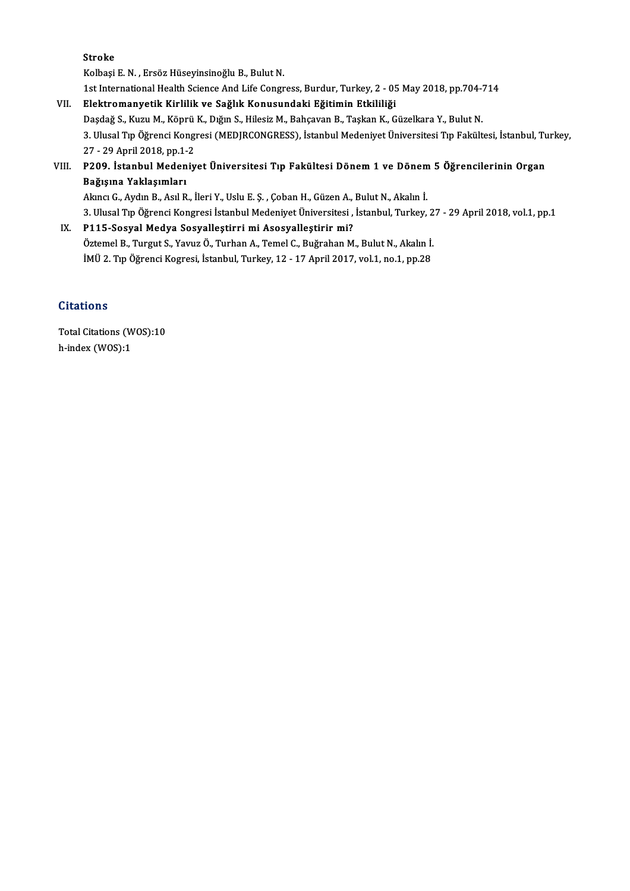**Stroke**
Kolbaşi E. N. , Ersöz Hüseyinsinoğlu B., Bulut N.
1st International Health Science And Life Congress, Burdur, Turkey, 2 - 05 May 2018, pp.704-714

VII. **Elektromanyetik Kirlilik ve Sağlık Konusundaki Eğitimin Etkililiği**
Daşdağ S., Kuzu M., Köprü K., Dığın S., Hilesiz M., Bahçavan B., Taşkan K., Güzelkara Y., Bulut N.
3. Ulusal Tıp Öğrenci Kongresi (MEDJRCONGRESS), İstanbul Medeniyet Üniversitesi Tıp Fakültesi, İstanbul, Turkey, 27 - 29 April 2018, pp.1-2

VIII. **P209. İstanbul Medeniyet Üniversitesi Tıp Fakültesi Dönem 1 ve Dönem 5 Öğrencilerinin Organ Bağışına Yaklaşımları**
Akıncı G., Aydın B., Asıl R., İleri Y., Uslu E. Ş. , Çoban H., Güzen A., Bulut N., Akalın İ.
3. Ulusal Tıp Öğrenci Kongresi İstanbul Medeniyet Üniversitesi , İstanbul, Turkey, 27 - 29 April 2018, vol.1, pp.1

IX. **P115-Sosyal Medya Sosyalleştirri mi Asosyalleştirir mi?**
Öztemel B., Turgut S., Yavuz Ö., Turhan A., Temel C., Buğrahan M., Bulut N., Akalın İ.
İMÜ 2. Tıp Öğrenci Kogresi, İstanbul, Turkey, 12 - 17 April 2017, vol.1, no.1, pp.28

## Citations

Total Citations (WOS):10
h-index (WOS):1